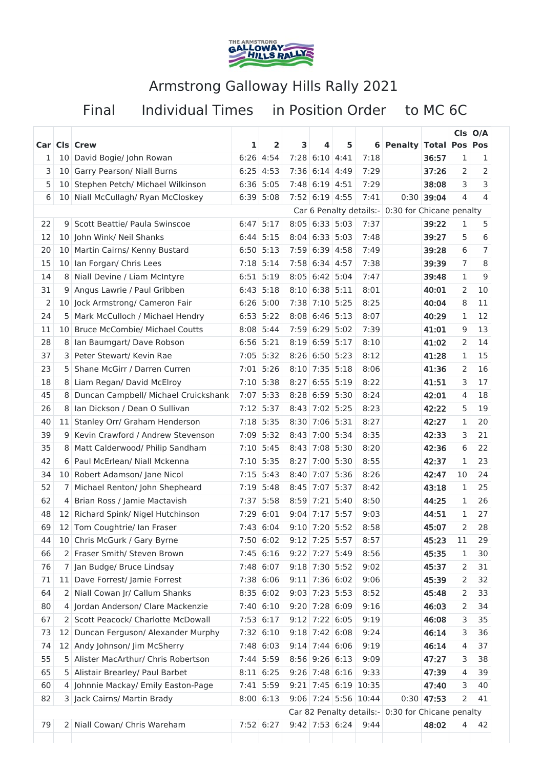# Armstrong Galloway Hills Rally 2021

## Final Individual Times in Position Order to MC 6C

| Car | Cls | Crew | 1 | 2 | 3 | 4 | 5 | 6 | Penalty | Total | Cls Pos | O/A Pos |
|---|---|---|---|---|---|---|---|---|---|---|---|---|
| 1 | 10 | David Bogie/ John Rowan | 6:26 | 4:54 | 7:28 | 6:10 | 4:41 | 7:18 | | **36:57** | 1 | 1 |
| 3 | 10 | Garry Pearson/ Niall Burns | 6:25 | 4:53 | 7:36 | 6:14 | 4:49 | 7:29 | | **37:26** | 2 | 2 |
| 5 | 10 | Stephen Petch/ Michael Wilkinson | 6:36 | 5:05 | 7:48 | 6:19 | 4:51 | 7:29 | | **38:08** | 3 | 3 |
| 6 | 10 | Niall McCullagh/ Ryan McCloskey | 6:39 | 5:08 | 7:52 | 6:19 | 4:55 | 7:41 | 0:30 | **39:04** | 4 | 4 |
| | | Car 6 Penalty details:- 0:30 for Chicane penalty | | | | | | | | | | |
| 22 | 9 | Scott Beattie/ Paula Swinscoe | 6:47 | 5:17 | 8:05 | 6:33 | 5:03 | 7:37 | | **39:22** | 1 | 5 |
| 12 | 10 | John Wink/ Neil Shanks | 6:44 | 5:15 | 8:04 | 6:33 | 5:03 | 7:48 | | **39:27** | 5 | 6 |
| 20 | 10 | Martin Cairns/ Kenny Bustard | 6:50 | 5:13 | 7:59 | 6:39 | 4:58 | 7:49 | | **39:28** | 6 | 7 |
| 15 | 10 | Ian Forgan/ Chris Lees | 7:18 | 5:14 | 7:58 | 6:34 | 4:57 | 7:38 | | **39:39** | 7 | 8 |
| 14 | 8 | Niall Devine / Liam McIntyre | 6:51 | 5:19 | 8:05 | 6:42 | 5:04 | 7:47 | | **39:48** | 1 | 9 |
| 31 | 9 | Angus Lawrie / Paul Gribben | 6:43 | 5:18 | 8:10 | 6:38 | 5:11 | 8:01 | | **40:01** | 2 | 10 |
| 2 | 10 | Jock Armstrong/ Cameron Fair | 6:26 | 5:00 | 7:38 | 7:10 | 5:25 | 8:25 | | **40:04** | 8 | 11 |
| 24 | 5 | Mark McCulloch / Michael Hendry | 6:53 | 5:22 | 8:08 | 6:46 | 5:13 | 8:07 | | **40:29** | 1 | 12 |
| 11 | 10 | Bruce McCombie/ Michael Coutts | 8:08 | 5:44 | 7:59 | 6:29 | 5:02 | 7:39 | | **41:01** | 9 | 13 |
| 28 | 8 | Ian Baumgart/ Dave Robson | 6:56 | 5:21 | 8:19 | 6:59 | 5:17 | 8:10 | | **41:02** | 2 | 14 |
| 37 | 3 | Peter Stewart/ Kevin Rae | 7:05 | 5:32 | 8:26 | 6:50 | 5:23 | 8:12 | | **41:28** | 1 | 15 |
| 23 | 5 | Shane McGirr / Darren Curren | 7:01 | 5:26 | 8:10 | 7:35 | 5:18 | 8:06 | | **41:36** | 2 | 16 |
| 18 | 8 | Liam Regan/ David McElroy | 7:10 | 5:38 | 8:27 | 6:55 | 5:19 | 8:22 | | **41:51** | 3 | 17 |
| 45 | 8 | Duncan Campbell/ Michael Cruickshank | 7:07 | 5:33 | 8:28 | 6:59 | 5:30 | 8:24 | | **42:01** | 4 | 18 |
| 26 | 8 | Ian Dickson / Dean O Sullivan | 7:12 | 5:37 | 8:43 | 7:02 | 5:25 | 8:23 | | **42:22** | 5 | 19 |
| 40 | 11 | Stanley Orr/ Graham Henderson | 7:18 | 5:35 | 8:30 | 7:06 | 5:31 | 8:27 | | **42:27** | 1 | 20 |
| 39 | 9 | Kevin Crawford / Andrew Stevenson | 7:09 | 5:32 | 8:43 | 7:00 | 5:34 | 8:35 | | **42:33** | 3 | 21 |
| 35 | 8 | Matt Calderwood/ Philip Sandham | 7:10 | 5:45 | 8:43 | 7:08 | 5:30 | 8:20 | | **42:36** | 6 | 22 |
| 42 | 6 | Paul McErlean/ Niall Mckenna | 7:10 | 5:35 | 8:27 | 7:00 | 5:30 | 8:55 | | **42:37** | 1 | 23 |
| 34 | 10 | Robert Adamson/ Jane Nicol | 7:15 | 5:43 | 8:40 | 7:07 | 5:36 | 8:26 | | **42:47** | 10 | 24 |
| 52 | 7 | Michael Renton/ John Shepheard | 7:19 | 5:48 | 8:45 | 7:07 | 5:37 | 8:42 | | **43:18** | 1 | 25 |
| 62 | 4 | Brian Ross / Jamie Mactavish | 7:37 | 5:58 | 8:59 | 7:21 | 5:40 | 8:50 | | **44:25** | 1 | 26 |
| 48 | 12 | Richard Spink/ Nigel Hutchinson | 7:29 | 6:01 | 9:04 | 7:17 | 5:57 | 9:03 | | **44:51** | 1 | 27 |
| 69 | 12 | Tom Coughtrie/ Ian Fraser | 7:43 | 6:04 | 9:10 | 7:20 | 5:52 | 8:58 | | **45:07** | 2 | 28 |
| 44 | 10 | Chris McGurk / Gary Byrne | 7:50 | 6:02 | 9:12 | 7:25 | 5:57 | 8:57 | | **45:23** | 11 | 29 |
| 66 | 2 | Fraser Smith/ Steven Brown | 7:45 | 6:16 | 9:22 | 7:27 | 5:49 | 8:56 | | **45:35** | 1 | 30 |
| 76 | 7 | Jan Budge/ Bruce Lindsay | 7:48 | 6:07 | 9:18 | 7:30 | 5:52 | 9:02 | | **45:37** | 2 | 31 |
| 71 | 11 | Dave Forrest/ Jamie Forrest | 7:38 | 6:06 | 9:11 | 7:36 | 6:02 | 9:06 | | **45:39** | 2 | 32 |
| 64 | 2 | Niall Cowan Jr/ Callum Shanks | 8:35 | 6:02 | 9:03 | 7:23 | 5:53 | 8:52 | | **45:48** | 2 | 33 |
| 80 | 4 | Jordan Anderson/ Clare Mackenzie | 7:40 | 6:10 | 9:20 | 7:28 | 6:09 | 9:16 | | **46:03** | 2 | 34 |
| 67 | 2 | Scott Peacock/ Charlotte McDowall | 7:53 | 6:17 | 9:12 | 7:22 | 6:05 | 9:19 | | **46:08** | 3 | 35 |
| 73 | 12 | Duncan Ferguson/ Alexander Murphy | 7:32 | 6:10 | 9:18 | 7:42 | 6:08 | 9:24 | | **46:14** | 3 | 36 |
| 74 | 12 | Andy Johnson/ Jim McSherry | 7:48 | 6:03 | 9:14 | 7:44 | 6:06 | 9:19 | | **46:14** | 4 | 37 |
| 55 | 5 | Alister MacArthur/ Chris Robertson | 7:44 | 5:59 | 8:56 | 9:26 | 6:13 | 9:09 | | **47:27** | 3 | 38 |
| 65 | 5 | Alistair Brearley/ Paul Barbet | 8:11 | 6:25 | 9:26 | 7:48 | 6:16 | 9:33 | | **47:39** | 4 | 39 |
| 60 | 4 | Johnnie Mackay/ Emily Easton-Page | 7:41 | 5:59 | 9:21 | 7:45 | 6:19 | 10:35 | | **47:40** | 3 | 40 |
| 82 | 3 | Jack Cairns/ Martin Brady | 8:00 | 6:13 | 9:06 | 7:24 | 5:56 | 10:44 | 0:30 | **47:53** | 2 | 41 |
| | | Car 82 Penalty details:- 0:30 for Chicane penalty | | | | | | | | | | |
| 79 | 2 | Niall Cowan/ Chris Wareham | 7:52 | 6:27 | 9:42 | 7:53 | 6:24 | 9:44 | | **48:02** | 4 | 42 |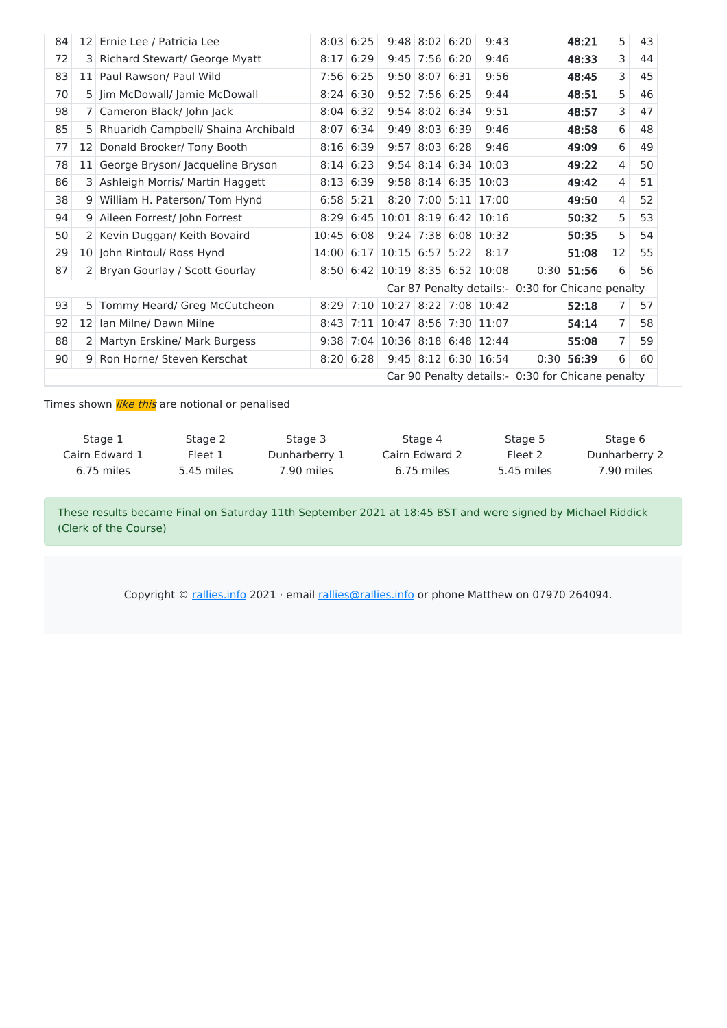| | | | | | | | | | | | | |
|---|---|---|---|---|---|---|---|---|---|---|---|---|
| 84 | 12 | Ernie Lee / Patricia Lee | 8:03 | 6:25 | 9:48 | 8:02 | 6:20 | 9:43 | | **48:21** | 5 | 43 |
| 72 | 3 | Richard Stewart/ George Myatt | 8:17 | 6:29 | 9:45 | 7:56 | 6:20 | 9:46 | | **48:33** | 3 | 44 |
| 83 | 11 | Paul Rawson/ Paul Wild | 7:56 | 6:25 | 9:50 | 8:07 | 6:31 | 9:56 | | **48:45** | 3 | 45 |
| 70 | 5 | Jim McDowall/ Jamie McDowall | 8:24 | 6:30 | 9:52 | 7:56 | 6:25 | 9:44 | | **48:51** | 5 | 46 |
| 98 | 7 | Cameron Black/ John Jack | 8:04 | 6:32 | 9:54 | 8:02 | 6:34 | 9:51 | | **48:57** | 3 | 47 |
| 85 | 5 | Rhuaridh Campbell/ Shaina Archibald | 8:07 | 6:34 | 9:49 | 8:03 | 6:39 | 9:46 | | **48:58** | 6 | 48 |
| 77 | 12 | Donald Brooker/ Tony Booth | 8:16 | 6:39 | 9:57 | 8:03 | 6:28 | 9:46 | | **49:09** | 6 | 49 |
| 78 | 11 | George Bryson/ Jacqueline Bryson | 8:14 | 6:23 | 9:54 | 8:14 | 6:34 | 10:03 | | **49:22** | 4 | 50 |
| 86 | 3 | Ashleigh Morris/ Martin Haggett | 8:13 | 6:39 | 9:58 | 8:14 | 6:35 | 10:03 | | **49:42** | 4 | 51 |
| 38 | 9 | William H. Paterson/ Tom Hynd | 6:58 | 5:21 | 8:20 | 7:00 | 5:11 | 17:00 | | **49:50** | 4 | 52 |
| 94 | 9 | Aileen Forrest/ John Forrest | 8:29 | 6:45 | 10:01 | 8:19 | 6:42 | 10:16 | | **50:32** | 5 | 53 |
| 50 | 2 | Kevin Duggan/ Keith Bovaird | 10:45 | 6:08 | 9:24 | 7:38 | 6:08 | 10:32 | | **50:35** | 5 | 54 |
| 29 | 10 | John Rintoul/ Ross Hynd | 14:00 | 6:17 | 10:15 | 6:57 | 5:22 | 8:17 | | **51:08** | 12 | 55 |
| 87 | 2 | Bryan Gourlay / Scott Gourlay | 8:50 | 6:42 | 10:19 | 8:35 | 6:52 | 10:08 | 0:30 | **51:56** | 6 | 56 |
| | | Car 87 Penalty details:- 0:30 for Chicane penalty | | | | | | | | | | |
| 93 | 5 | Tommy Heard/ Greg McCutcheon | 8:29 | 7:10 | 10:27 | 8:22 | 7:08 | 10:42 | | **52:18** | 7 | 57 |
| 92 | 12 | Ian Milne/ Dawn Milne | 8:43 | 7:11 | 10:47 | 8:56 | 7:30 | 11:07 | | **54:14** | 7 | 58 |
| 88 | 2 | Martyn Erskine/ Mark Burgess | 9:38 | 7:04 | 10:36 | 8:18 | 6:48 | 12:44 | | **55:08** | 7 | 59 |
| 90 | 9 | Ron Horne/ Steven Kerschat | 8:20 | 6:28 | 9:45 | 8:12 | 6:30 | 16:54 | 0:30 | **56:39** | 6 | 60 |
| | | Car 90 Penalty details:- 0:30 for Chicane penalty | | | | | | | | | | |

Times shown *like this* are notional or penalised

| Stage 1 | Stage 2 | Stage 3 | Stage 4 | Stage 5 | Stage 6 |
|---|---|---|---|---|---|
| Cairn Edward 1 | Fleet 1 | Dunharberry 1 | Cairn Edward 2 | Fleet 2 | Dunharberry 2 |
| 6.75 miles | 5.45 miles | 7.90 miles | 6.75 miles | 5.45 miles | 7.90 miles |

These results became Final on Saturday 11th September 2021 at 18:45 BST and were signed by Michael Riddick (Clerk of the Course)

Copyright © rallies.info 2021 · email rallies@rallies.info or phone Matthew on 07970 264094.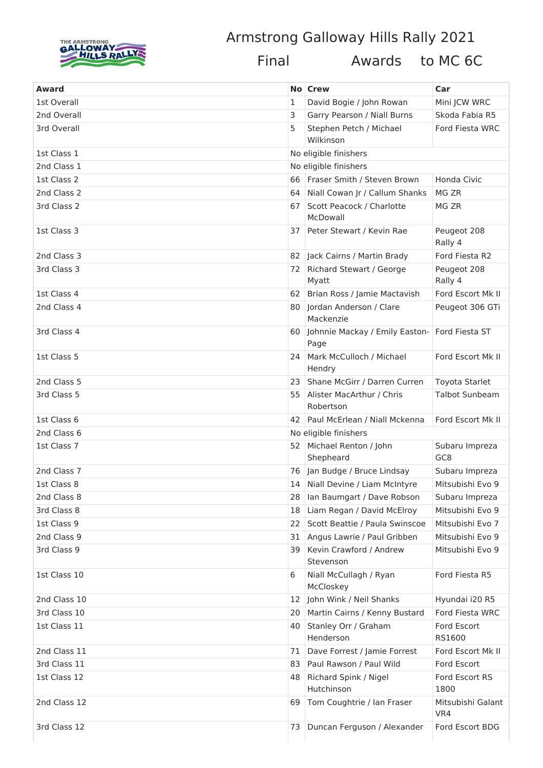# Armstrong Galloway Hills Rally 2021

## Final Awards to MC 6C

| Award | No | Crew | Car |
|---|---|---|---|
| 1st Overall | 1 | David Bogie / John Rowan | Mini JCW WRC |
| 2nd Overall | 3 | Garry Pearson / Niall Burns | Skoda Fabia R5 |
| 3rd Overall | 5 | Stephen Petch / Michael Wilkinson | Ford Fiesta WRC |
| 1st Class 1 | No eligible finishers | | |
| 2nd Class 1 | No eligible finishers | | |
| 1st Class 2 | 66 | Fraser Smith / Steven Brown | Honda Civic |
| 2nd Class 2 | 64 | Niall Cowan Jr / Callum Shanks | MG ZR |
| 3rd Class 2 | 67 | Scott Peacock / Charlotte McDowall | MG ZR |
| 1st Class 3 | 37 | Peter Stewart / Kevin Rae | Peugeot 208 Rally 4 |
| 2nd Class 3 | 82 | Jack Cairns / Martin Brady | Ford Fiesta R2 |
| 3rd Class 3 | 72 | Richard Stewart / George Myatt | Peugeot 208 Rally 4 |
| 1st Class 4 | 62 | Brian Ross / Jamie Mactavish | Ford Escort Mk II |
| 2nd Class 4 | 80 | Jordan Anderson / Clare Mackenzie | Peugeot 306 GTi |
| 3rd Class 4 | 60 | Johnnie Mackay / Emily Easton-Page | Ford Fiesta ST |
| 1st Class 5 | 24 | Mark McCulloch / Michael Hendry | Ford Escort Mk II |
| 2nd Class 5 | 23 | Shane McGirr / Darren Curren | Toyota Starlet |
| 3rd Class 5 | 55 | Alister MacArthur / Chris Robertson | Talbot Sunbeam |
| 1st Class 6 | 42 | Paul McErlean / Niall Mckenna | Ford Escort Mk II |
| 2nd Class 6 | No eligible finishers | | |
| 1st Class 7 | 52 | Michael Renton / John Shepheard | Subaru Impreza GC8 |
| 2nd Class 7 | 76 | Jan Budge / Bruce Lindsay | Subaru Impreza |
| 1st Class 8 | 14 | Niall Devine / Liam McIntyre | Mitsubishi Evo 9 |
| 2nd Class 8 | 28 | Ian Baumgart / Dave Robson | Subaru Impreza |
| 3rd Class 8 | 18 | Liam Regan / David McElroy | Mitsubishi Evo 9 |
| 1st Class 9 | 22 | Scott Beattie / Paula Swinscoe | Mitsubishi Evo 7 |
| 2nd Class 9 | 31 | Angus Lawrie / Paul Gribben | Mitsubishi Evo 9 |
| 3rd Class 9 | 39 | Kevin Crawford / Andrew Stevenson | Mitsubishi Evo 9 |
| 1st Class 10 | 6 | Niall McCullagh / Ryan McCloskey | Ford Fiesta R5 |
| 2nd Class 10 | 12 | John Wink / Neil Shanks | Hyundai i20 R5 |
| 3rd Class 10 | 20 | Martin Cairns / Kenny Bustard | Ford Fiesta WRC |
| 1st Class 11 | 40 | Stanley Orr / Graham Henderson | Ford Escort RS1600 |
| 2nd Class 11 | 71 | Dave Forrest / Jamie Forrest | Ford Escort Mk II |
| 3rd Class 11 | 83 | Paul Rawson / Paul Wild | Ford Escort |
| 1st Class 12 | 48 | Richard Spink / Nigel Hutchinson | Ford Escort RS 1800 |
| 2nd Class 12 | 69 | Tom Coughtrie / Ian Fraser | Mitsubishi Galant VR4 |
| 3rd Class 12 | 73 | Duncan Ferguson / Alexander | Ford Escort BDG |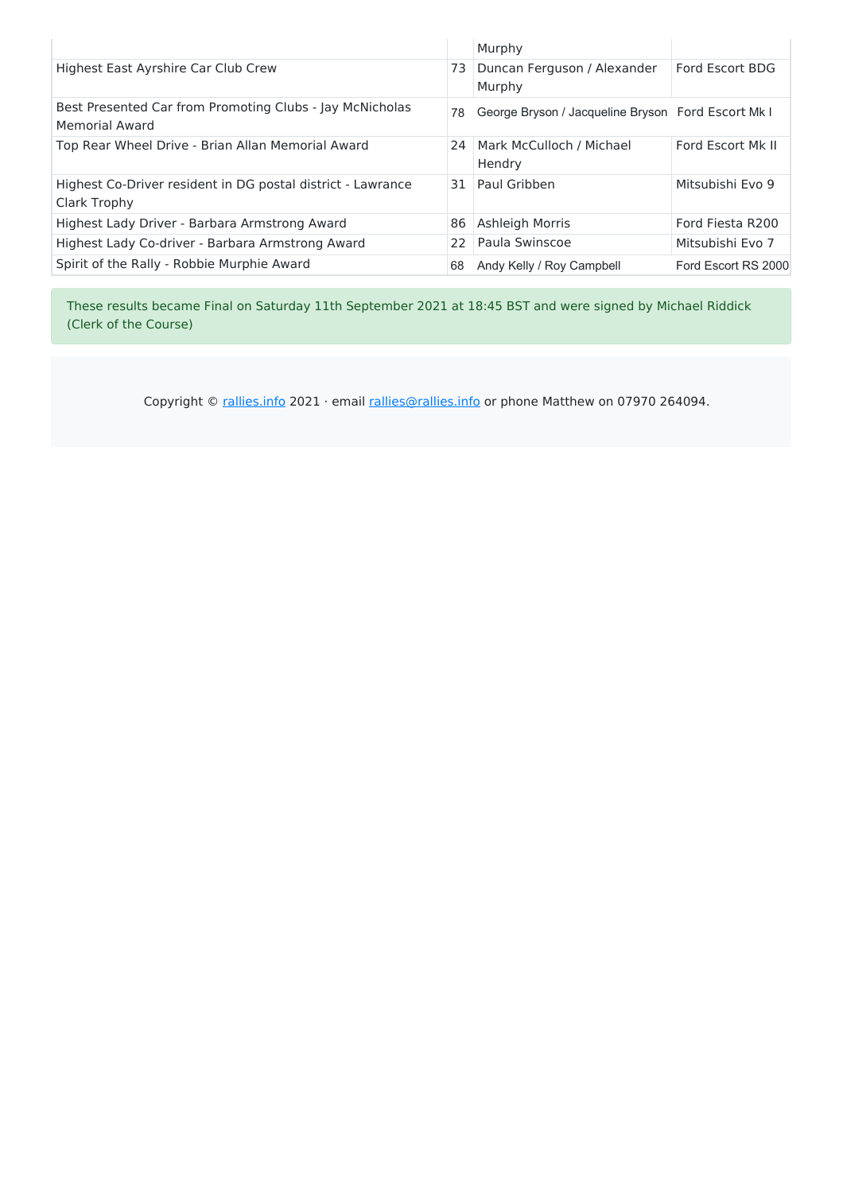| | | | |
|---|---|---|---|
| | | Murphy | |
| Highest East Ayrshire Car Club Crew | 73 | Duncan Ferguson / Alexander Murphy | Ford Escort BDG |
| Best Presented Car from Promoting Clubs - Jay McNicholas Memorial Award | 78 | George Bryson / Jacqueline Bryson | Ford Escort Mk I |
| Top Rear Wheel Drive - Brian Allan Memorial Award | 24 | Mark McCulloch / Michael Hendry | Ford Escort Mk II |
| Highest Co-Driver resident in DG postal district - Lawrance Clark Trophy | 31 | Paul Gribben | Mitsubishi Evo 9 |
| Highest Lady Driver - Barbara Armstrong Award | 86 | Ashleigh Morris | Ford Fiesta R200 |
| Highest Lady Co-driver - Barbara Armstrong Award | 22 | Paula Swinscoe | Mitsubishi Evo 7 |
| Spirit of the Rally - Robbie Murphie Award | 68 | Andy Kelly / Roy Campbell | Ford Escort RS 2000 |

These results became Final on Saturday 11th September 2021 at 18:45 BST and were signed by Michael Riddick (Clerk of the Course)

Copyright © rallies.info 2021 · email rallies@rallies.info or phone Matthew on 07970 264094.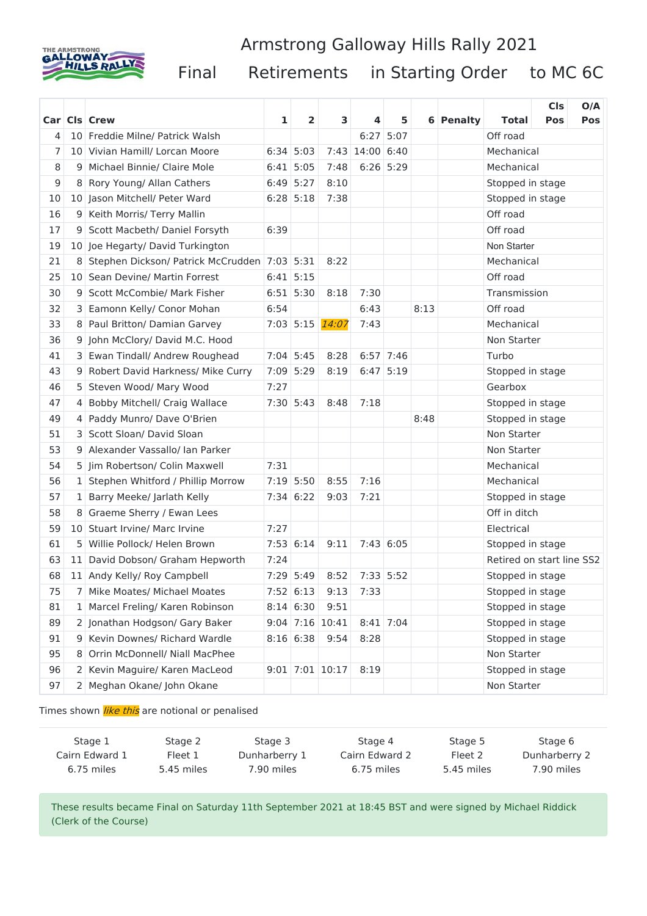# Armstrong Galloway Hills Rally 2021

## Final Retirements in Starting Order to MC 6C

| Car | Cls | Crew | 1 | 2 | 3 | 4 | 5 | 6 | Penalty | Total | Cls Pos | O/A Pos |
|---|---|---|---|---|---|---|---|---|---|---|---|---|
| 4 | 10 | Freddie Milne/ Patrick Walsh | | | | 6:27 | 5:07 | | | Off road | | |
| 7 | 10 | Vivian Hamill/ Lorcan Moore | 6:34 | 5:03 | 7:43 | 14:00 | 6:40 | | | Mechanical | | |
| 8 | 9 | Michael Binnie/ Claire Mole | 6:41 | 5:05 | 7:48 | 6:26 | 5:29 | | | Mechanical | | |
| 9 | 8 | Rory Young/ Allan Cathers | 6:49 | 5:27 | 8:10 | | | | | Stopped in stage | | |
| 10 | 10 | Jason Mitchell/ Peter Ward | 6:28 | 5:18 | 7:38 | | | | | Stopped in stage | | |
| 16 | 9 | Keith Morris/ Terry Mallin | | | | | | | | Off road | | |
| 17 | 9 | Scott Macbeth/ Daniel Forsyth | 6:39 | | | | | | | Off road | | |
| 19 | 10 | Joe Hegarty/ David Turkington | | | | | | | | Non Starter | | |
| 21 | 8 | Stephen Dickson/ Patrick McCrudden | 7:03 | 5:31 | 8:22 | | | | | Mechanical | | |
| 25 | 10 | Sean Devine/ Martin Forrest | 6:41 | 5:15 | | | | | | Off road | | |
| 30 | 9 | Scott McCombie/ Mark Fisher | 6:51 | 5:30 | 8:18 | 7:30 | | | | Transmission | | |
| 32 | 3 | Eamonn Kelly/ Conor Mohan | 6:54 | | | 6:43 | | 8:13 | | Off road | | |
| 33 | 8 | Paul Britton/ Damian Garvey | 7:03 | 5:15 | *14:07* | 7:43 | | | | Mechanical | | |
| 36 | 9 | John McClory/ David M.C. Hood | | | | | | | | Non Starter | | |
| 41 | 3 | Ewan Tindall/ Andrew Roughead | 7:04 | 5:45 | 8:28 | 6:57 | 7:46 | | | Turbo | | |
| 43 | 9 | Robert David Harkness/ Mike Curry | 7:09 | 5:29 | 8:19 | 6:47 | 5:19 | | | Stopped in stage | | |
| 46 | 5 | Steven Wood/ Mary Wood | 7:27 | | | | | | | Gearbox | | |
| 47 | 4 | Bobby Mitchell/ Craig Wallace | 7:30 | 5:43 | 8:48 | 7:18 | | | | Stopped in stage | | |
| 49 | 4 | Paddy Munro/ Dave O'Brien | | | | | | 8:48 | | Stopped in stage | | |
| 51 | 3 | Scott Sloan/ David Sloan | | | | | | | | Non Starter | | |
| 53 | 9 | Alexander Vassallo/ Ian Parker | | | | | | | | Non Starter | | |
| 54 | 5 | Jim Robertson/ Colin Maxwell | 7:31 | | | | | | | Mechanical | | |
| 56 | 1 | Stephen Whitford / Phillip Morrow | 7:19 | 5:50 | 8:55 | 7:16 | | | | Mechanical | | |
| 57 | 1 | Barry Meeke/ Jarlath Kelly | 7:34 | 6:22 | 9:03 | 7:21 | | | | Stopped in stage | | |
| 58 | 8 | Graeme Sherry / Ewan Lees | | | | | | | | Off in ditch | | |
| 59 | 10 | Stuart Irvine/ Marc Irvine | 7:27 | | | | | | | Electrical | | |
| 61 | 5 | Willie Pollock/ Helen Brown | 7:53 | 6:14 | 9:11 | 7:43 | 6:05 | | | Stopped in stage | | |
| 63 | 11 | David Dobson/ Graham Hepworth | 7:24 | | | | | | | Retired on start line SS2 | | |
| 68 | 11 | Andy Kelly/ Roy Campbell | 7:29 | 5:49 | 8:52 | 7:33 | 5:52 | | | Stopped in stage | | |
| 75 | 7 | Mike Moates/ Michael Moates | 7:52 | 6:13 | 9:13 | 7:33 | | | | Stopped in stage | | |
| 81 | 1 | Marcel Freling/ Karen Robinson | 8:14 | 6:30 | 9:51 | | | | | Stopped in stage | | |
| 89 | 2 | Jonathan Hodgson/ Gary Baker | 9:04 | 7:16 | 10:41 | 8:41 | 7:04 | | | Stopped in stage | | |
| 91 | 9 | Kevin Downes/ Richard Wardle | 8:16 | 6:38 | 9:54 | 8:28 | | | | Stopped in stage | | |
| 95 | 8 | Orrin McDonnell/ Niall MacPhee | | | | | | | | Non Starter | | |
| 96 | 2 | Kevin Maguire/ Karen MacLeod | 9:01 | 7:01 | 10:17 | 8:19 | | | | Stopped in stage | | |
| 97 | 2 | Meghan Okane/ John Okane | | | | | | | | Non Starter | | |

Times shown *like this* are notional or penalised

| Stage 1 | Stage 2 | Stage 3 | Stage 4 | Stage 5 | Stage 6 |
|---|---|---|---|---|---|
| Cairn Edward 1 | Fleet 1 | Dunharberry 1 | Cairn Edward 2 | Fleet 2 | Dunharberry 2 |
| 6.75 miles | 5.45 miles | 7.90 miles | 6.75 miles | 5.45 miles | 7.90 miles |

These results became Final on Saturday 11th September 2021 at 18:45 BST and were signed by Michael Riddick (Clerk of the Course)